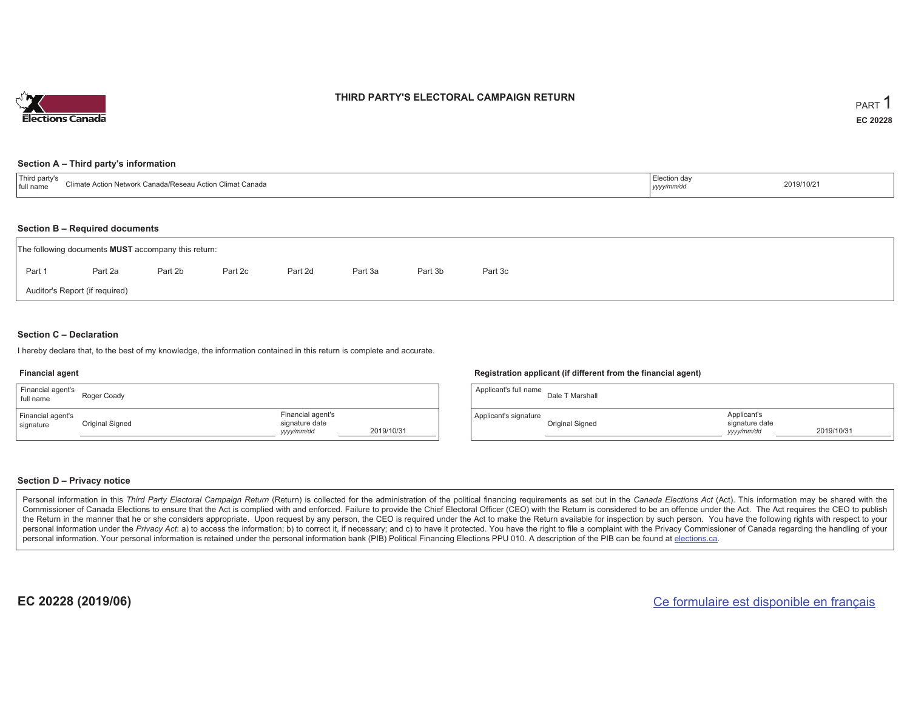# THIRD PARTY'S ELECTORAL CAMPAIGN RETURN

PART 1

EC 20228

## Section A – Third party's information

| Third party's full name | Climate Action Network Canada/Reseau Action Climat Canada | Election day *yyyy/mm/dd* | 2019/10/21 |
|---|---|---|---|

## Section B – Required documents

The following documents **MUST** accompany this return:

Part 1    Part 2a    Part 2b    Part 2c    Part 2d    Part 3a    Part 3b    Part 3c

Auditor's Report (if required)

## Section C – Declaration

I hereby declare that, to the best of my knowledge, the information contained in this return is complete and accurate.

### Financial agent

| Financial agent's full name | Roger Coady | | |
|---|---|---|---|
| Financial agent's signature | Original Signed | Financial agent's signature date *yyyy/mm/dd* | 2019/10/31 |

### Registration applicant (if different from the financial agent)

| Applicant's full name | Dale T Marshall | | |
|---|---|---|---|
| Applicant's signature | Original Signed | Applicant's signature date *yyyy/mm/dd* | 2019/10/31 |

## Section D – Privacy notice

Personal information in this *Third Party Electoral Campaign Return* (Return) is collected for the administration of the political financing requirements as set out in the *Canada Elections Act* (Act). This information may be shared with the Commissioner of Canada Elections to ensure that the Act is complied with and enforced. Failure to provide the Chief Electoral Officer (CEO) with the Return is considered to be an offence under the Act. The Act requires the CEO to publish the Return in the manner that he or she considers appropriate. Upon request by any person, the CEO is required under the Act to make the Return available for inspection by such person. You have the following rights with respect to your personal information under the *Privacy Act*: a) to access the information; b) to correct it, if necessary; and c) to have it protected. You have the right to file a complaint with the Privacy Commissioner of Canada regarding the handling of your personal information. Your personal information is retained under the personal information bank (PIB) Political Financing Elections PPU 010. A description of the PIB can be found at elections.ca.

EC 20228 (2019/06)

Ce formulaire est disponible en français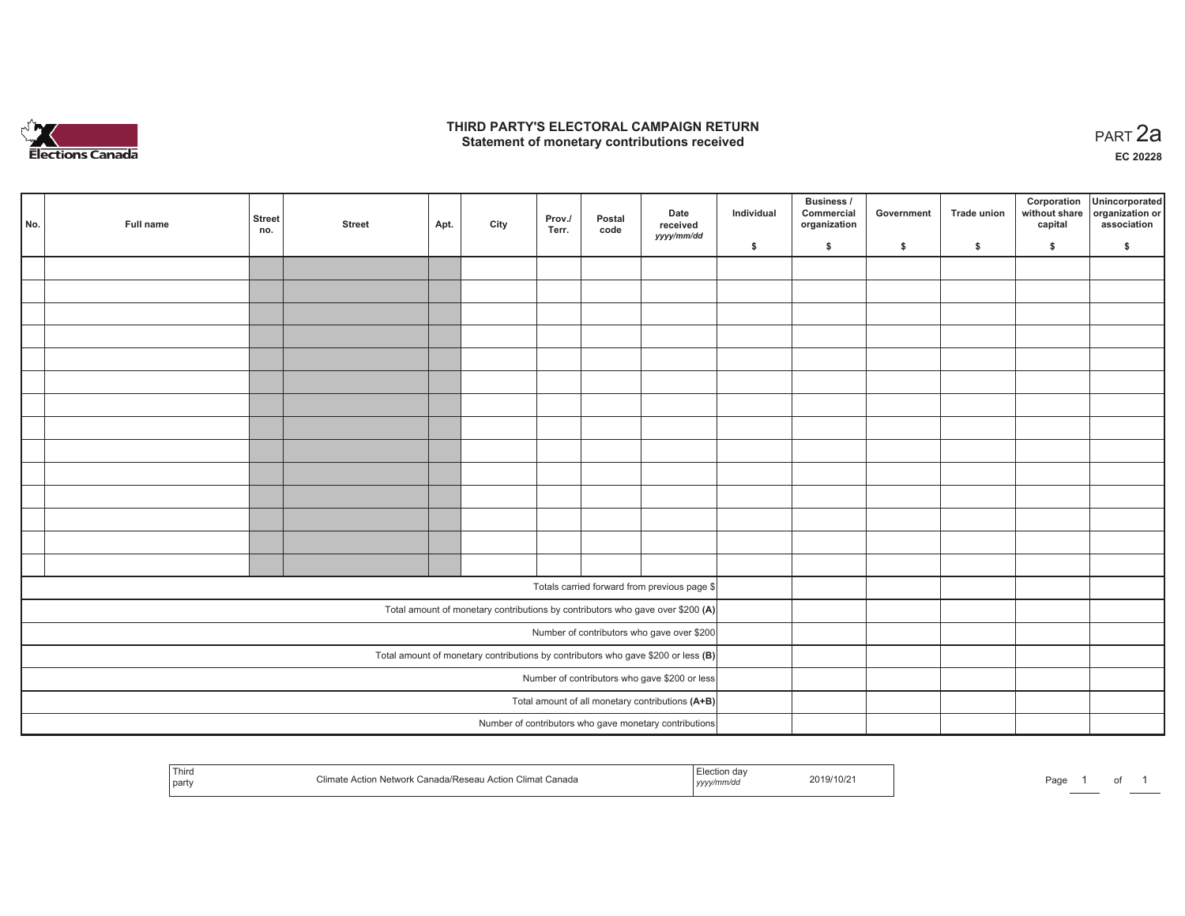# THIRD PARTY'S ELECTORAL CAMPAIGN RETURN
## Statement of monetary contributions received

PART 2a

EC 20228

| No. | Full name | Street no. | Street | Apt. | City | Prov./ Terr. | Postal code | Date received yyyy/mm/dd | Individual $ | Business / Commercial organization $ | Government $ | Trade union $ | Corporation without share capital $ | Unincorporated organization or association $ |
|---|---|---|---|---|---|---|---|---|---|---|---|---|---|---|
| | | | | | | | | | | | | | | |
| | | | | | | | | | | | | | | |
| | | | | | | | | | | | | | | |
| | | | | | | | | | | | | | | |
| | | | | | | | | | | | | | | |
| | | | | | | | | | | | | | | |
| | | | | | | | | | | | | | | |
| | | | | | | | | | | | | | | |
| | | | | | | | | | | | | | | |
| | | | | | | | | | | | | | | |
| | | | | | | | | | | | | | | |
| | | | | | | | | | | | | | | |
| | | | | | | | | | | | | | | |
| | | | | | | | | | | | | | | |
| Totals carried forward from previous page $ | | | | | | | | | | | | | | |
| Total amount of monetary contributions by contributors who gave over $200 **(A)** | | | | | | | | | | | | | | |
| Number of contributors who gave over $200 | | | | | | | | | | | | | | |
| Total amount of monetary contributions by contributors who gave $200 or less **(B)** | | | | | | | | | | | | | | |
| Number of contributors who gave $200 or less | | | | | | | | | | | | | | |
| Total amount of all monetary contributions **(A+B)** | | | | | | | | | | | | | | |
| Number of contributors who gave monetary contributions | | | | | | | | | | | | | | |

| Third party | Climate Action Network Canada/Reseau Action Climat Canada | Election day yyyy/mm/dd | 2019/10/21 |
|---|---|---|---|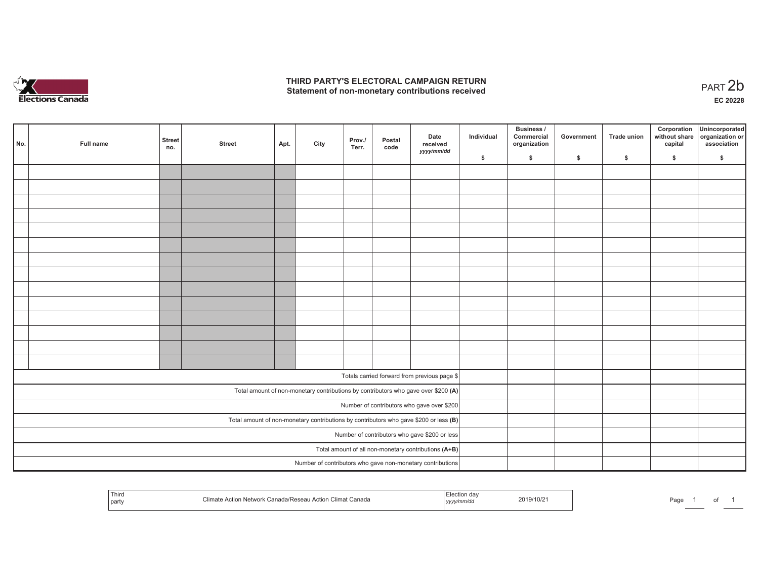# THIRD PARTY'S ELECTORAL CAMPAIGN RETURN
## Statement of non-monetary contributions received

PART 2b

**EC 20228**

| No. | Full name | Street no. | Street | Apt. | City | Prov./ Terr. | Postal code | Date received yyyy/mm/dd | Individual $ | Business / Commercial organization $ | Government $ | Trade union $ | Corporation without share capital $ | Unincorporated organization or association $ |
|---|---|---|---|---|---|---|---|---|---|---|---|---|---|---|
| | | | | | | | | | | | | | | |
| | | | | | | | | | | | | | | |
| | | | | | | | | | | | | | | |
| | | | | | | | | | | | | | | |
| | | | | | | | | | | | | | | |
| | | | | | | | | | | | | | | |
| | | | | | | | | | | | | | | |
| | | | | | | | | | | | | | | |
| | | | | | | | | | | | | | | |
| | | | | | | | | | | | | | | |
| | | | | | | | | | | | | | | |
| | | | | | | | | | | | | | | |
| | | | | | | | | | | | | | | |
| | | | | | | | | | | | | | | |
| Totals carried forward from previous page $ | | | | | | | | | | | | | | |
| Total amount of non-monetary contributions by contributors who gave over $200 **(A)** | | | | | | | | | | | | | | |
| Number of contributors who gave over $200 | | | | | | | | | | | | | | |
| Total amount of non-monetary contributions by contributors who gave $200 or less **(B)** | | | | | | | | | | | | | | |
| Number of contributors who gave $200 or less | | | | | | | | | | | | | | |
| Total amount of all non-monetary contributions **(A+B)** | | | | | | | | | | | | | | |
| Number of contributors who gave non-monetary contributions | | | | | | | | | | | | | | |

| Third party | Climate Action Network Canada/Reseau Action Climat Canada | Election day yyyy/mm/dd | 2019/10/21 |
|---|---|---|---|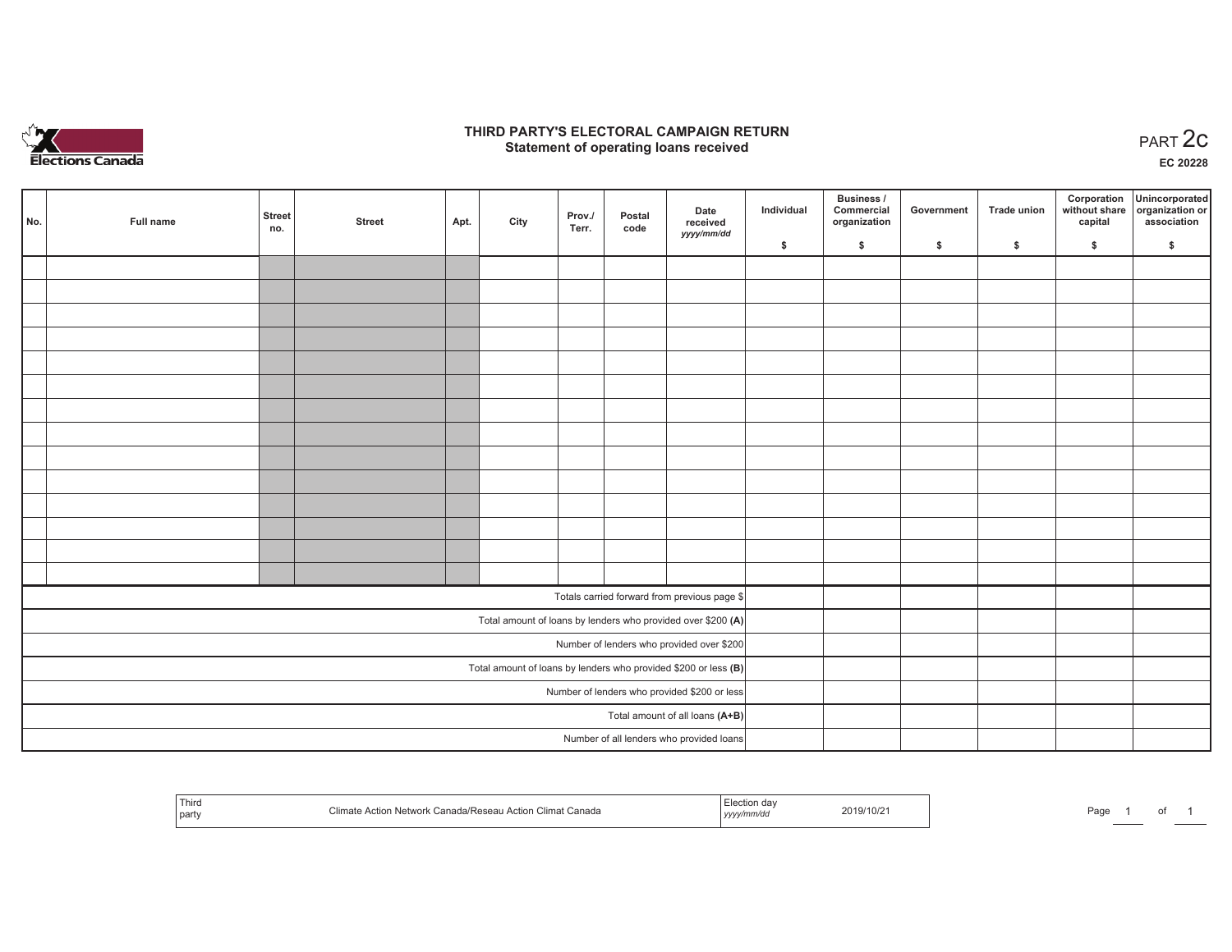Elections Canada

# THIRD PARTY'S ELECTORAL CAMPAIGN RETURN
## Statement of operating loans received

PART 2c

EC 20228

| No. | Full name | Street no. | Street | Apt. | City | Prov./ Terr. | Postal code | Date received yyyy/mm/dd | Individual $ | Business / Commercial organization $ | Government $ | Trade union $ | Corporation without share capital $ | Unincorporated organization or association $ |
|---|---|---|---|---|---|---|---|---|---|---|---|---|---|---|
| | | | | | | | | | | | | | | |
| | | | | | | | | | | | | | | |
| | | | | | | | | | | | | | | |
| | | | | | | | | | | | | | | |
| | | | | | | | | | | | | | | |
| | | | | | | | | | | | | | | |
| | | | | | | | | | | | | | | |
| | | | | | | | | | | | | | | |
| | | | | | | | | | | | | | | |
| | | | | | | | | | | | | | | |
| | | | | | | | | | | | | | | |
| | | | | | | | | | | | | | | |
| | | | | | | | | | | | | | | |
| | | | | | | | | | | | | | | |
| Totals carried forward from previous page $ | | | | | | | | | | | | | | |
| Total amount of loans by lenders who provided over $200 **(A)** | | | | | | | | | | | | | | |
| Number of lenders who provided over $200 | | | | | | | | | | | | | | |
| Total amount of loans by lenders who provided $200 or less **(B)** | | | | | | | | | | | | | | |
| Number of lenders who provided $200 or less | | | | | | | | | | | | | | |
| Total amount of all loans **(A+B)** | | | | | | | | | | | | | | |
| Number of all lenders who provided loans | | | | | | | | | | | | | | |

| Third party | Climate Action Network Canada/Reseau Action Climat Canada | Election day yyyy/mm/dd | 2019/10/21 |
|---|---|---|---|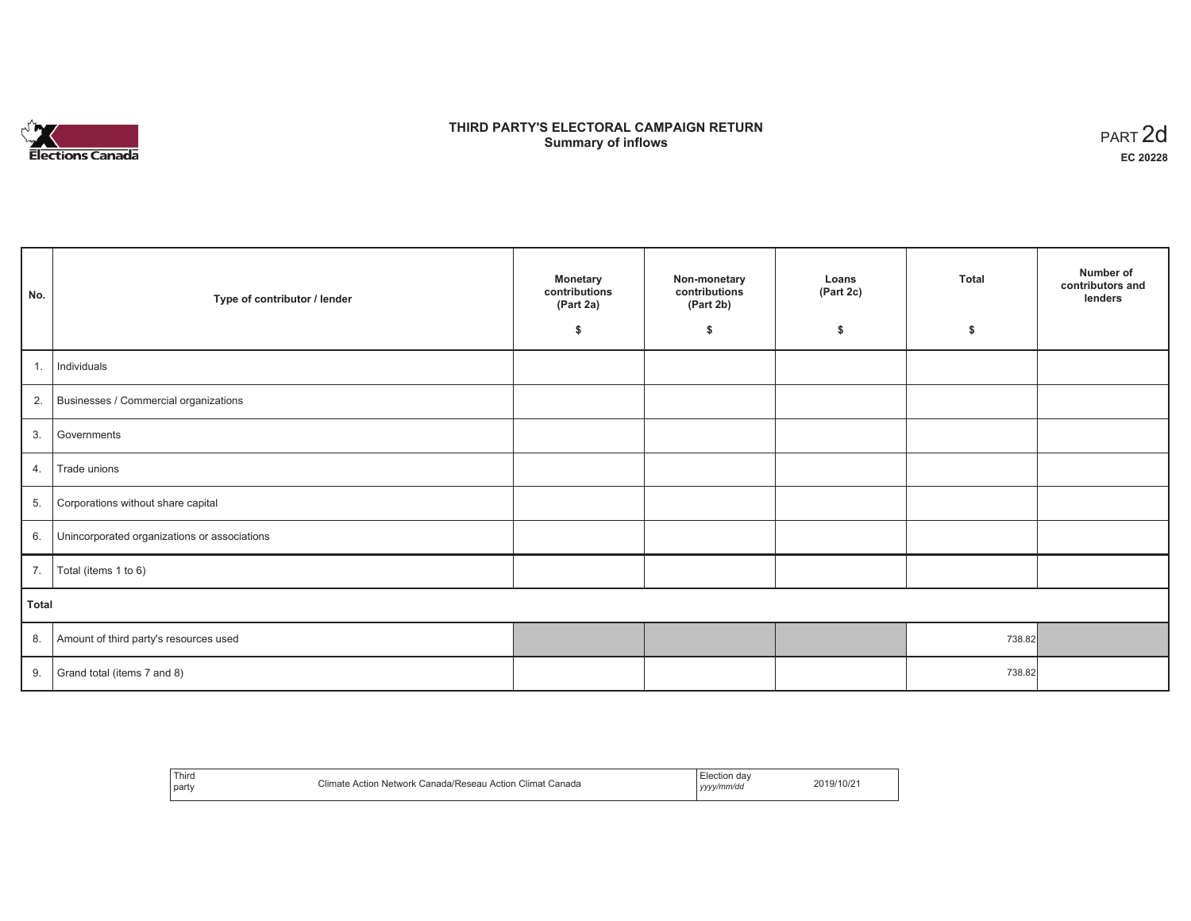# THIRD PARTY'S ELECTORAL CAMPAIGN RETURN
## Summary of inflows

PART 2d

**EC 20228**

| No. | Type of contributor / lender | Monetary contributions (Part 2a) $ | Non-monetary contributions (Part 2b) $ | Loans (Part 2c) $ | Total $ | Number of contributors and lenders |
|---|---|---|---|---|---|---|
| 1. | Individuals | | | | | |
| 2. | Businesses / Commercial organizations | | | | | |
| 3. | Governments | | | | | |
| 4. | Trade unions | | | | | |
| 5. | Corporations without share capital | | | | | |
| 6. | Unincorporated organizations or associations | | | | | |
| 7. | Total (items 1 to 6) | | | | | |
| **Total** | | | | | | |
| 8. | Amount of third party's resources used | | | | 738.82 | |
| 9. | Grand total (items 7 and 8) | | | | 738.82 | |

| Third party | Climate Action Network Canada/Reseau Action Climat Canada | Election day *yyyy/mm/dd* | 2019/10/21 |
|---|---|---|---|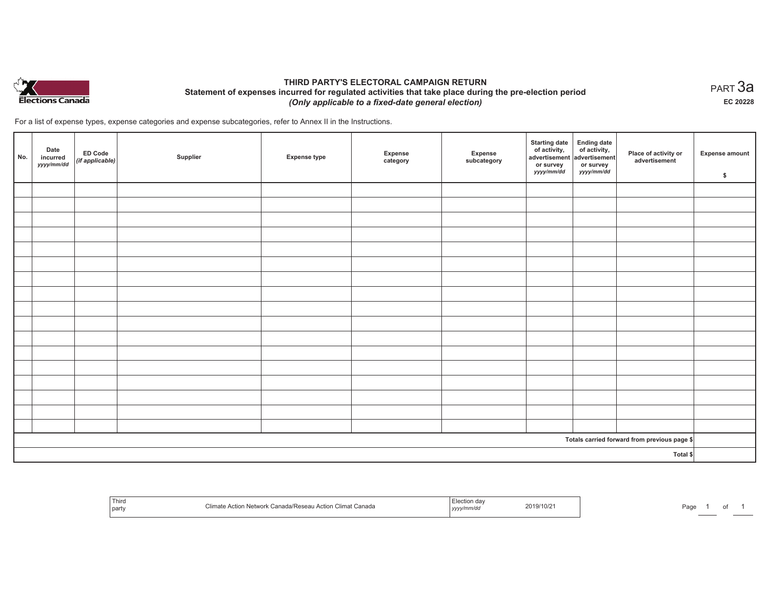Elections Canada

# THIRD PARTY'S ELECTORAL CAMPAIGN RETURN

## Statement of expenses incurred for regulated activities that take place during the pre-election period

*(Only applicable to a fixed-date general election)*

PART 3a

**EC 20228**

For a list of expense types, expense categories and expense subcategories, refer to Annex II in the Instructions.

| No. | Date incurred *yyyy/mm/dd* | ED Code *(if applicable)* | Supplier | Expense type | Expense category | Expense subcategory | Starting date of activity, advertisement or survey *yyyy/mm/dd* | Ending date of activity, advertisement or survey *yyyy/mm/dd* | Place of activity or advertisement | Expense amount $ |
|---|---|---|---|---|---|---|---|---|---|---|
| | | | | | | | | | | |
| | | | | | | | | | | |
| | | | | | | | | | | |
| | | | | | | | | | | |
| | | | | | | | | | | |
| | | | | | | | | | | |
| | | | | | | | | | | |
| | | | | | | | | | | |
| | | | | | | | | | | |
| | | | | | | | | | | |
| | | | | | | | | | | |
| | | | | | | | | | | |
| | | | | | | | | | | |
| | | | | | | | | | | |
| | | | | | | | | | | |
| | | | | | | | | | | |
| | | | | | | | | | | |
| | | | | | | | | | Totals carried forward from previous page $ | |
| | | | | | | | | | Total $ | |

| Third party | Climate Action Network Canada/Reseau Action Climat Canada | Election day *yyyy/mm/dd* | 2019/10/21 |
|---|---|---|---|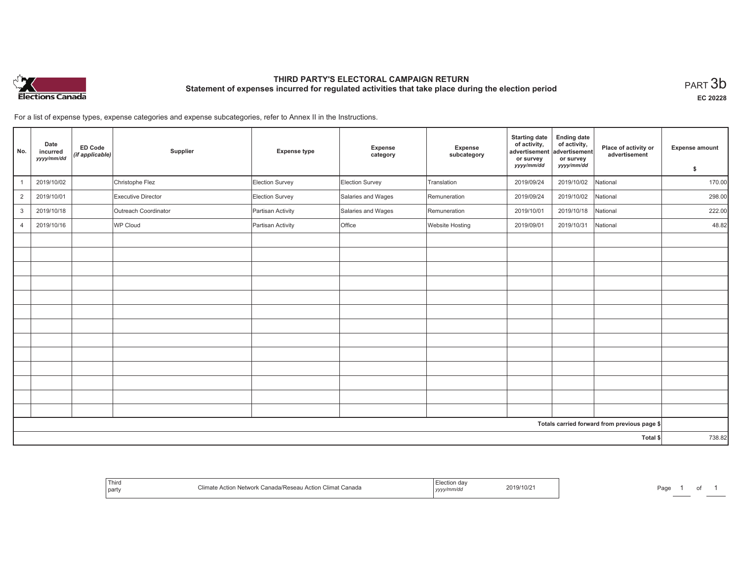# THIRD PARTY'S ELECTORAL CAMPAIGN RETURN

## Statement of expenses incurred for regulated activities that take place during the election period

PART 3b

EC 20228

For a list of expense types, expense categories and expense subcategories, refer to Annex II in the Instructions.

| No. | Date incurred *yyyy/mm/dd* | ED Code *(if applicable)* | Supplier | Expense type | Expense category | Expense subcategory | Starting date of activity, advertisement or survey *yyyy/mm/dd* | Ending date of activity, advertisement or survey *yyyy/mm/dd* | Place of activity or advertisement | Expense amount $ |
|---|---|---|---|---|---|---|---|---|---|---|
| 1 | 2019/10/02 | | Christophe Flez | Election Survey | Election Survey | Translation | 2019/09/24 | 2019/10/02 | National | 170.00 |
| 2 | 2019/10/01 | | Executive Director | Election Survey | Salaries and Wages | Remuneration | 2019/09/24 | 2019/10/02 | National | 298.00 |
| 3 | 2019/10/18 | | Outreach Coordinator | Partisan Activity | Salaries and Wages | Remuneration | 2019/10/01 | 2019/10/18 | National | 222.00 |
| 4 | 2019/10/16 | | WP Cloud | Partisan Activity | Office | Website Hosting | 2019/09/01 | 2019/10/31 | National | 48.82 |
| | | | | | | | | | | |
| | | | | | | | | | | |
| | | | | | | | | | | |
| | | | | | | | | | | |
| | | | | | | | | | | |
| | | | | | | | | | | |
| | | | | | | | | | | |
| | | | | | | | | | | |
| | | | | | | | | | | |
| | | | | | | | | | | |
| | | | | | | | | | | |
| | | | | | | | | | | |
| | | | | | | | | | | |
| | | | | | | | | | Totals carried forward from previous page $ | |
| | | | | | | | | | Total $ | 738.82 |

| Third party | Climate Action Network Canada/Reseau Action Climat Canada | Election day *yyyy/mm/dd* | 2019/10/21 |
|---|---|---|---|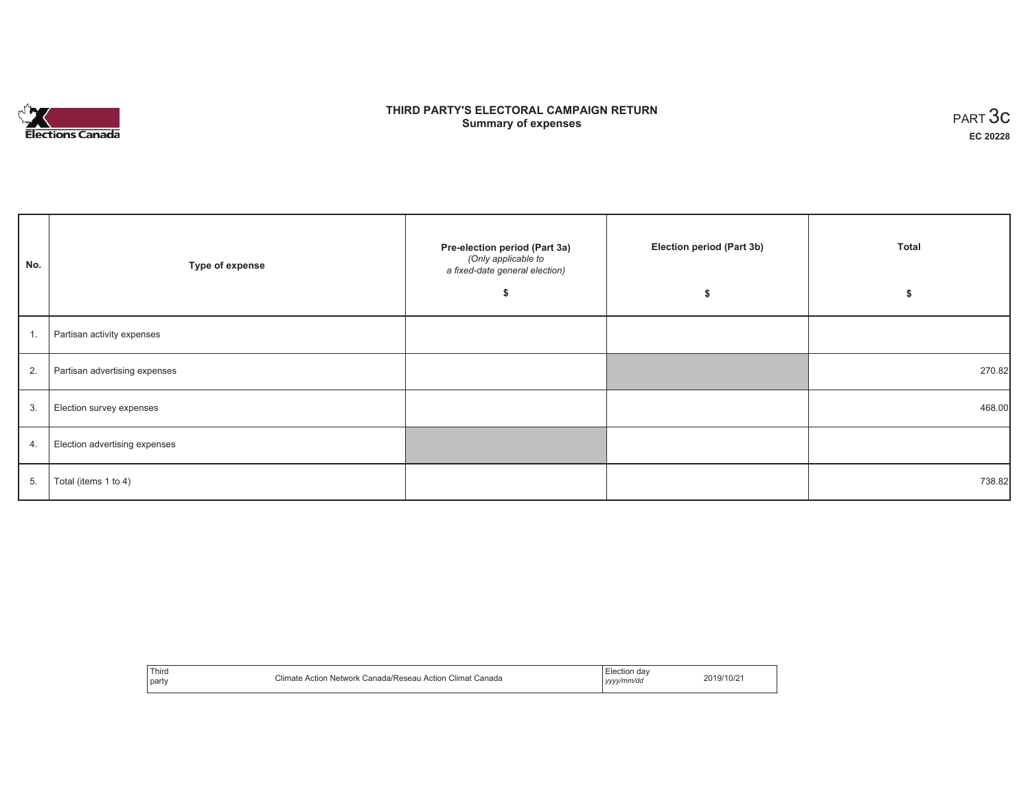# THIRD PARTY'S ELECTORAL CAMPAIGN RETURN
## Summary of expenses

PART 3c
**EC 20228**

| No. | Type of expense | Pre-election period (Part 3a) *(Only applicable to a fixed-date general election)* $ | Election period (Part 3b) $ | Total $ |
|---|---|---|---|---|
| 1. | Partisan activity expenses | | | |
| 2. | Partisan advertising expenses | | | 270.82 |
| 3. | Election survey expenses | | | 468.00 |
| 4. | Election advertising expenses | | | |
| 5. | Total (items 1 to 4) | | | 738.82 |

| | | | |
|---|---|---|---|
| Third party | Climate Action Network Canada/Reseau Action Climat Canada | Election day *yyyy/mm/dd* | 2019/10/21 |